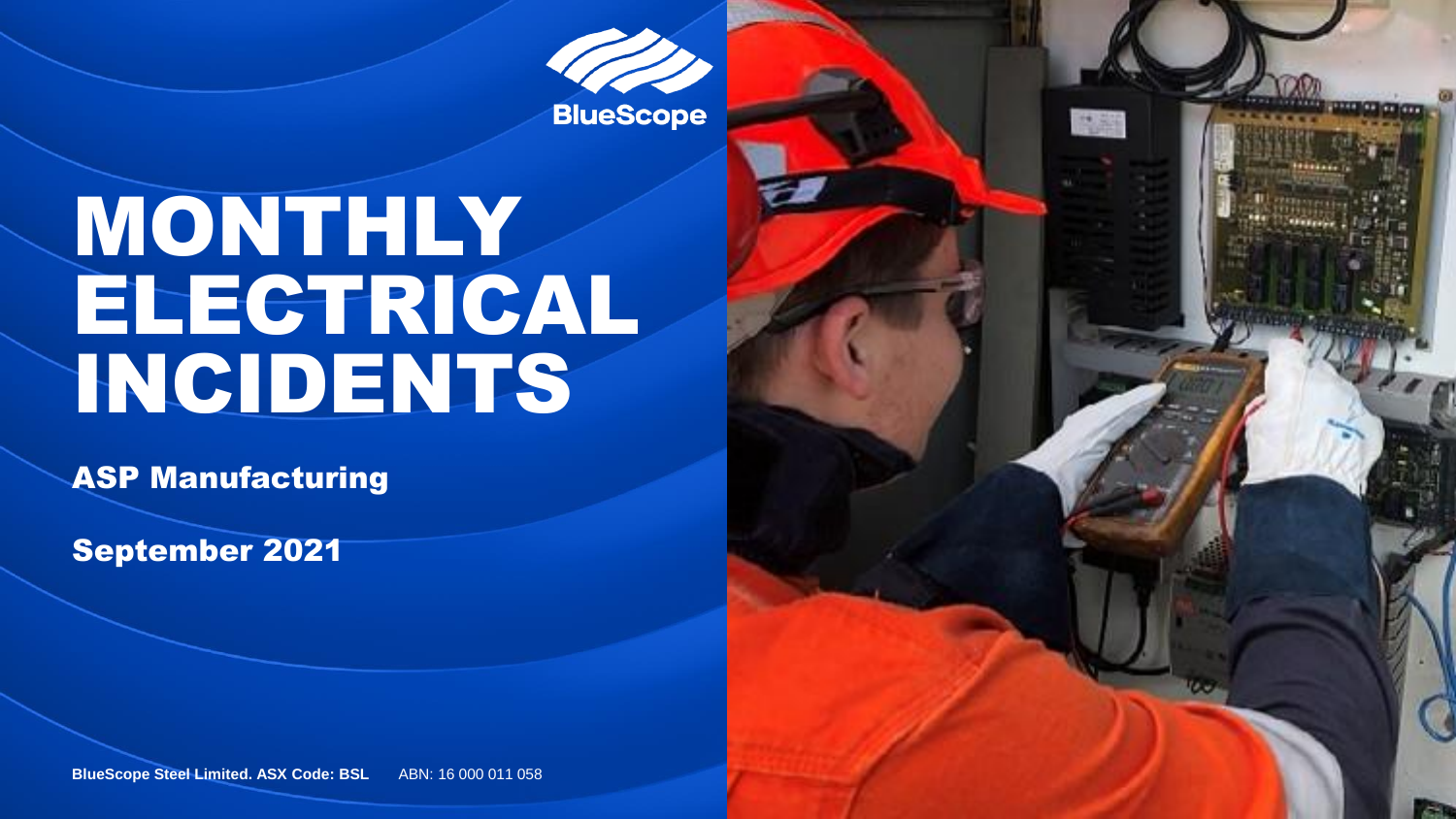BlueScope

# MONTHLY ELECTRICAL INCIDENTS

## ASP Manufacturing

## September 2021

**BlueScope Steel Limited. ASX Code: BSL** ABN: 16 000 011 058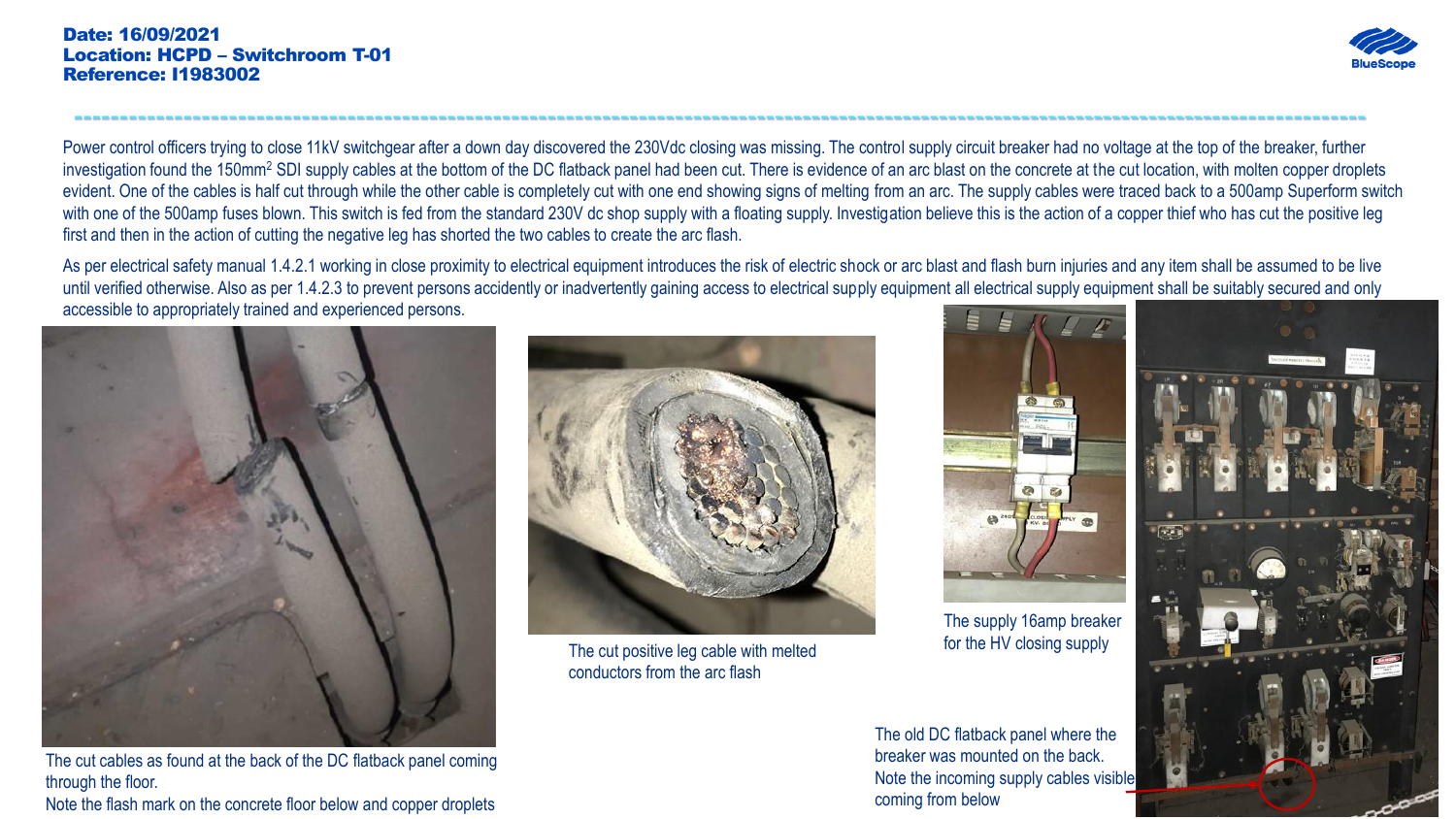**Date: 16/09/2021**
**Location: HCPD – Switchroom T-01**
**Reference: I1983002**

Power control officers trying to close 11kV switchgear after a down day discovered the 230Vdc closing was missing. The control supply circuit breaker had no voltage at the top of the breaker, further investigation found the 150mm$^2$ SDI supply cables at the bottom of the DC flatback panel had been cut. There is evidence of an arc blast on the concrete at the cut location, with molten copper droplets evident. One of the cables is half cut through while the other cable is completely cut with one end showing signs of melting from an arc. The supply cables were traced back to a 500amp Superform switch with one of the 500amp fuses blown. This switch is fed from the standard 230V dc shop supply with a floating supply. Investigation believe this is the action of a copper thief who has cut the positive leg first and then in the action of cutting the negative leg has shorted the two cables to create the arc flash.

As per electrical safety manual 1.4.2.1 working in close proximity to electrical equipment introduces the risk of electric shock or arc blast and flash burn injuries and any item shall be assumed to be live until verified otherwise. Also as per 1.4.2.3 to prevent persons accidently or inadvertently gaining access to electrical supply equipment all electrical supply equipment shall be suitably secured and only accessible to appropriately trained and experienced persons.

The cut cables as found at the back of the DC flatback panel coming through the floor.
Note the flash mark on the concrete floor below and copper droplets

The cut positive leg cable with melted conductors from the arc flash

The supply 16amp breaker for the HV closing supply

The old DC flatback panel where the breaker was mounted on the back.
Note the incoming supply cables visible coming from below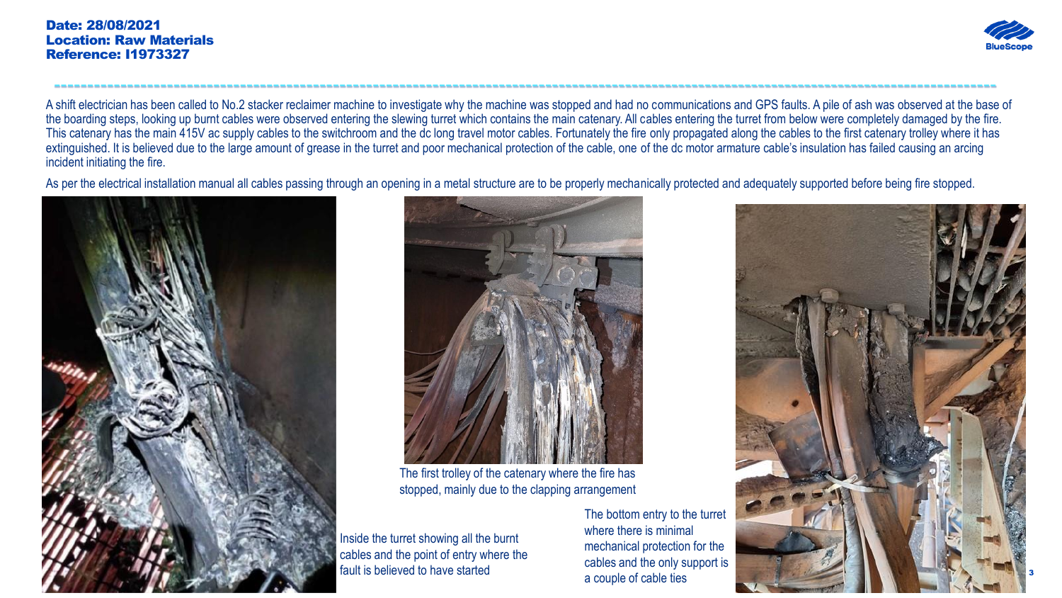**Date: 28/08/2021**
**Location: Raw Materials**
**Reference: I1973327**

A shift electrician has been called to No.2 stacker reclaimer machine to investigate why the machine was stopped and had no communications and GPS faults. A pile of ash was observed at the base of the boarding steps, looking up burnt cables were observed entering the slewing turret which contains the main catenary. All cables entering the turret from below were completely damaged by the fire. This catenary has the main 415V ac supply cables to the switchroom and the dc long travel motor cables. Fortunately the fire only propagated along the cables to the first catenary trolley where it has extinguished. It is believed due to the large amount of grease in the turret and poor mechanical protection of the cable, one of the dc motor armature cable's insulation has failed causing an arcing incident initiating the fire.

As per the electrical installation manual all cables passing through an opening in a metal structure are to be properly mechanically protected and adequately supported before being fire stopped.

Inside the turret showing all the burnt cables and the point of entry where the fault is believed to have started

The first trolley of the catenary where the fire has stopped, mainly due to the clapping arrangement

The bottom entry to the turret where there is minimal mechanical protection for the cables and the only support is a couple of cable ties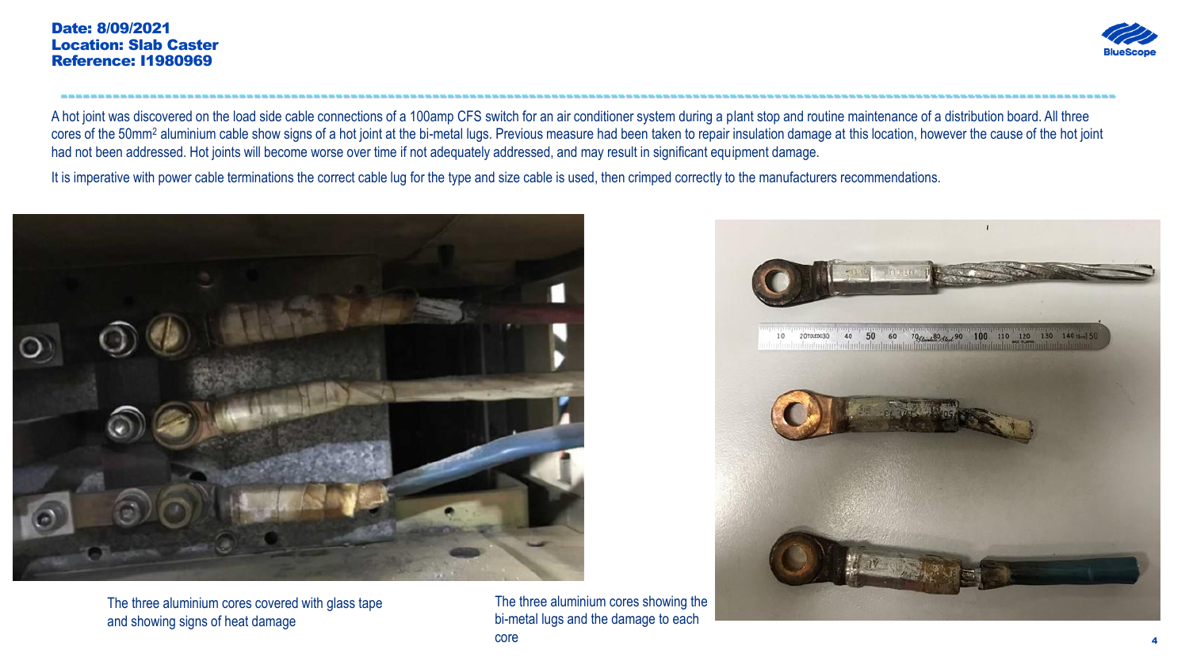**Date: 8/09/2021**
**Location: Slab Caster**
**Reference: I1980969**

A hot joint was discovered on the load side cable connections of a 100amp CFS switch for an air conditioner system during a plant stop and routine maintenance of a distribution board. All three cores of the 50mm$^2$ aluminium cable show signs of a hot joint at the bi-metal lugs. Previous measure had been taken to repair insulation damage at this location, however the cause of the hot joint had not been addressed. Hot joints will become worse over time if not adequately addressed, and may result in significant equipment damage.

It is imperative with power cable terminations the correct cable lug for the type and size cable is used, then crimped correctly to the manufacturers recommendations.

The three aluminium cores covered with glass tape and showing signs of heat damage

The three aluminium cores showing the bi-metal lugs and the damage to each core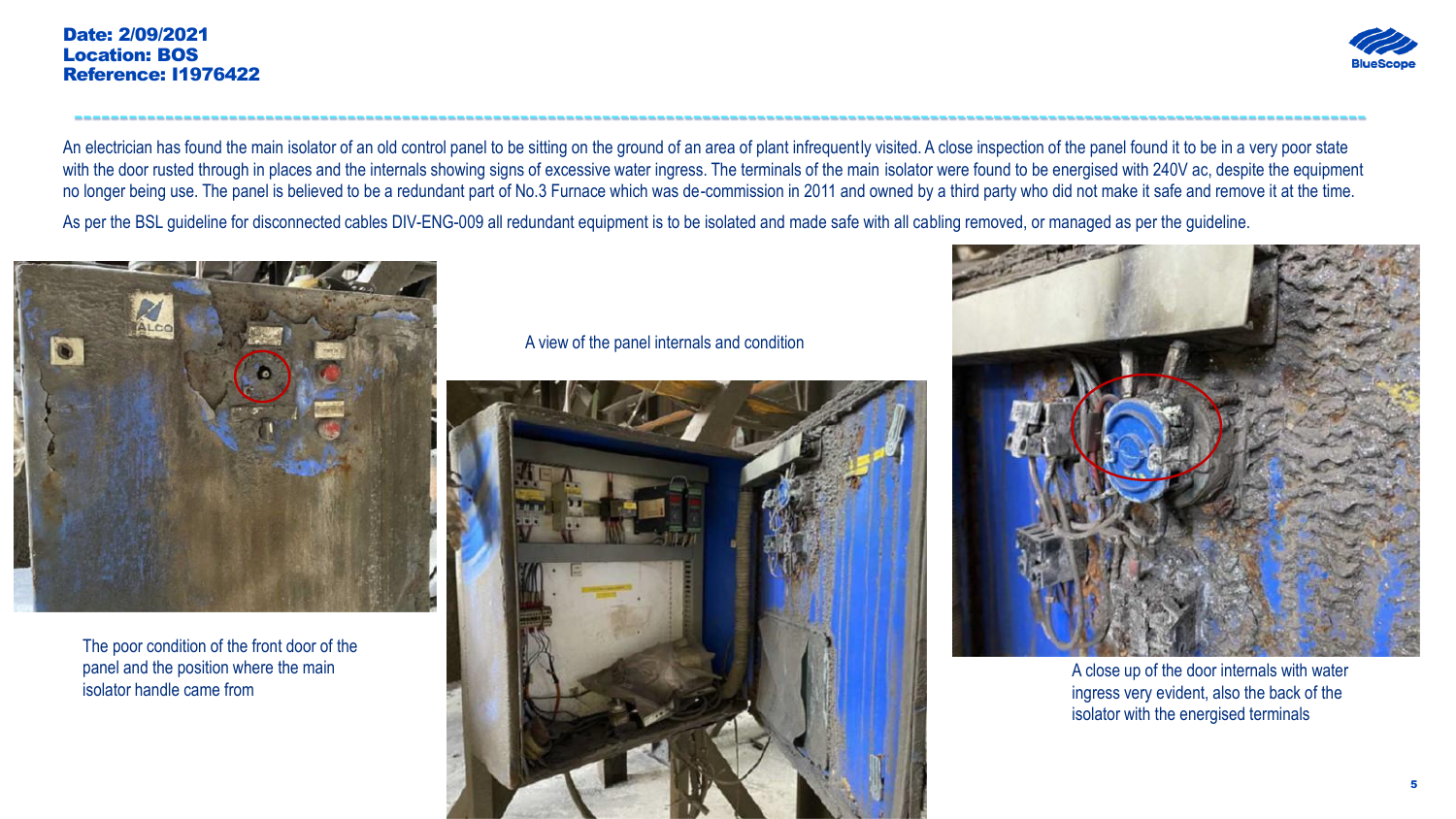**Date: 2/09/2021**
**Location: BOS**
**Reference: I1976422**

An electrician has found the main isolator of an old control panel to be sitting on the ground of an area of plant infrequently visited. A close inspection of the panel found it to be in a very poor state with the door rusted through in places and the internals showing signs of excessive water ingress. The terminals of the main isolator were found to be energised with 240V ac, despite the equipment no longer being use. The panel is believed to be a redundant part of No.3 Furnace which was de-commission in 2011 and owned by a third party who did not make it safe and remove it at the time.

As per the BSL guideline for disconnected cables DIV-ENG-009 all redundant equipment is to be isolated and made safe with all cabling removed, or managed as per the guideline.

The poor condition of the front door of the panel and the position where the main isolator handle came from

A view of the panel internals and condition

A close up of the door internals with water ingress very evident, also the back of the isolator with the energised terminals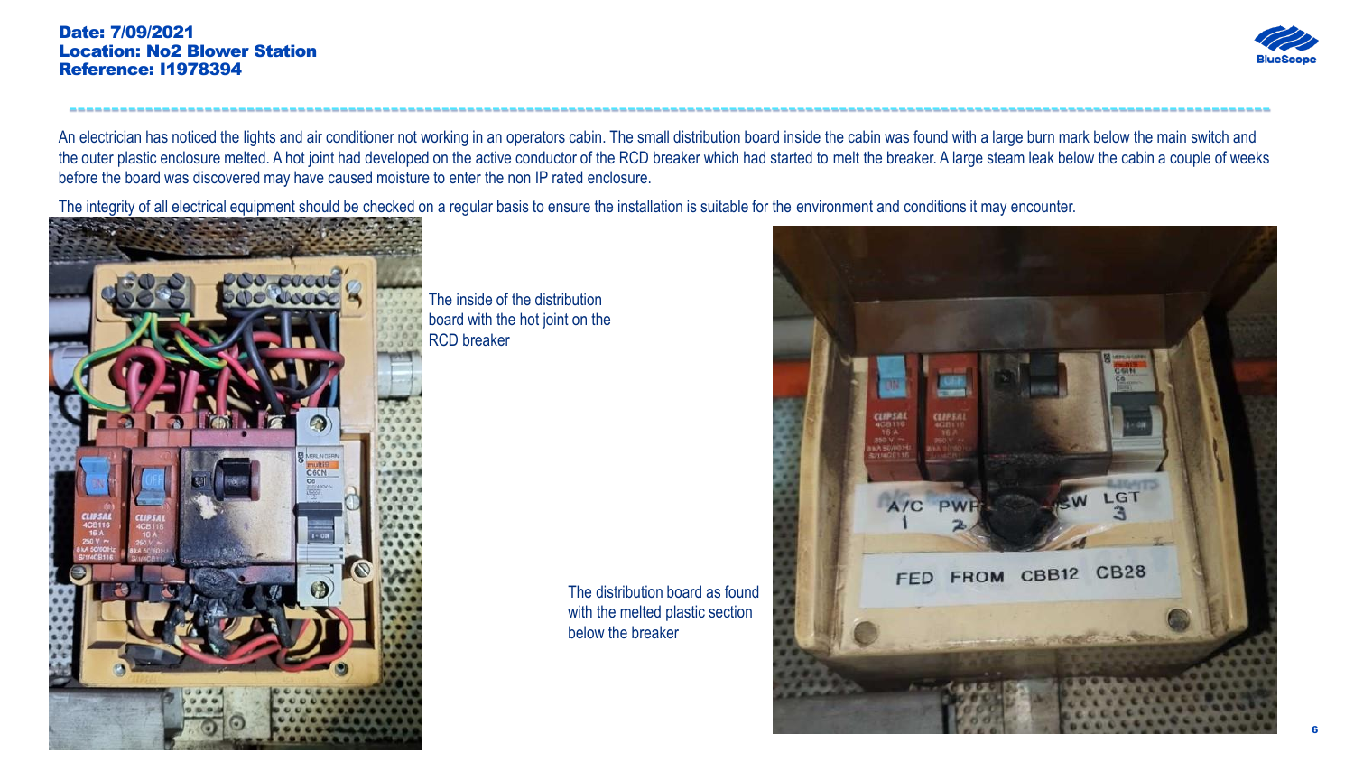**Date: 7/09/2021**
**Location: No2 Blower Station**
**Reference: I1978394**

An electrician has noticed the lights and air conditioner not working in an operators cabin. The small distribution board inside the cabin was found with a large burn mark below the main switch and the outer plastic enclosure melted. A hot joint had developed on the active conductor of the RCD breaker which had started to melt the breaker. A large steam leak below the cabin a couple of weeks before the board was discovered may have caused moisture to enter the non IP rated enclosure.

The integrity of all electrical equipment should be checked on a regular basis to ensure the installation is suitable for the environment and conditions it may encounter.

The inside of the distribution board with the hot joint on the RCD breaker

The distribution board as found with the melted plastic section below the breaker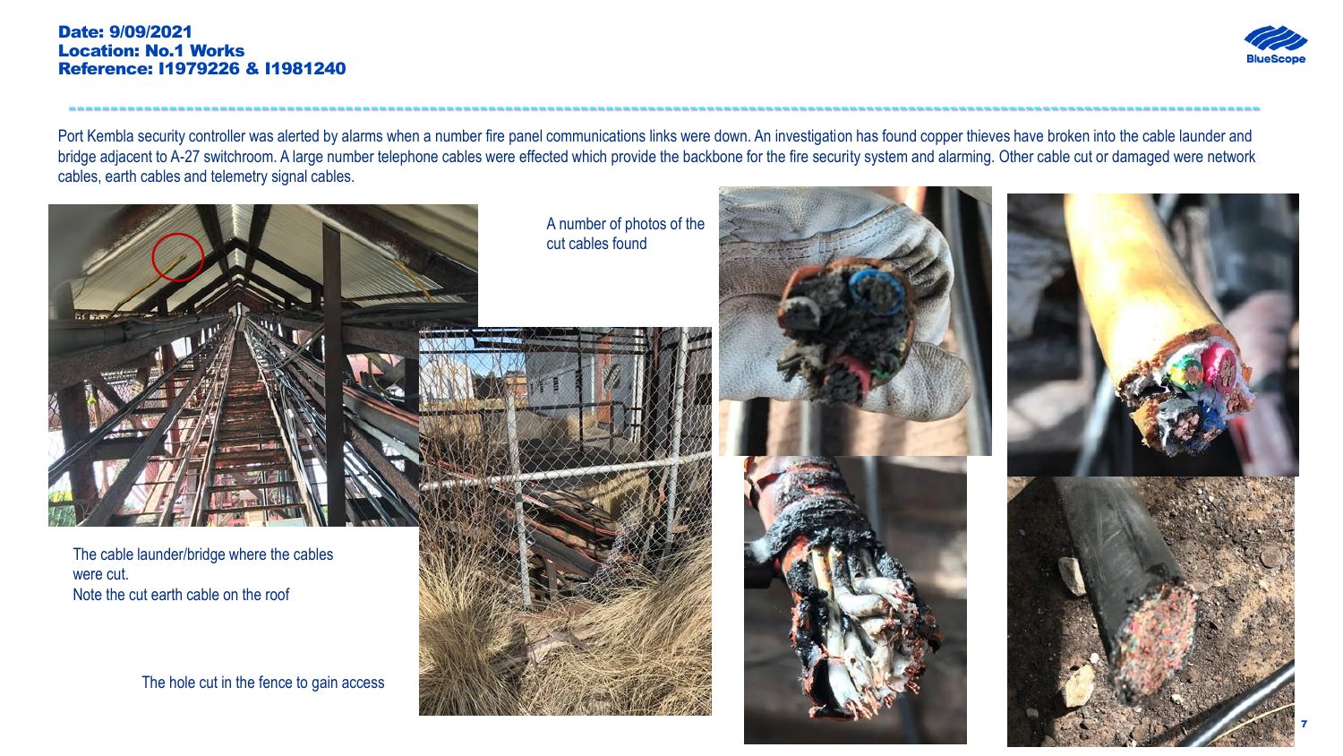**Date: 9/09/2021**
**Location: No.1 Works**
**Reference: I1979226 & I1981240**

Port Kembla security controller was alerted by alarms when a number fire panel communications links were down. An investigation has found copper thieves have broken into the cable launder and bridge adjacent to A-27 switchroom. A large number telephone cables were effected which provide the backbone for the fire security system and alarming. Other cable cut or damaged were network cables, earth cables and telemetry signal cables.

The cable launder/bridge where the cables were cut.
Note the cut earth cable on the roof

A number of photos of the cut cables found

The hole cut in the fence to gain access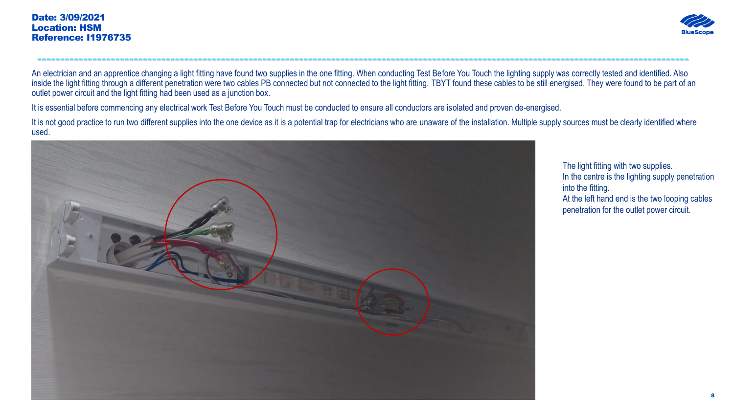**Date: 3/09/2021**
**Location: HSM**
**Reference: I1976735**

An electrician and an apprentice changing a light fitting have found two supplies in the one fitting. When conducting Test Before You Touch the lighting supply was correctly tested and identified. Also inside the light fitting through a different penetration were two cables PB connected but not connected to the light fitting. TBYT found these cables to be still energised. They were found to be part of an outlet power circuit and the light fitting had been used as a junction box.

It is essential before commencing any electrical work Test Before You Touch must be conducted to ensure all conductors are isolated and proven de-energised.

It is not good practice to run two different supplies into the one device as it is a potential trap for electricians who are unaware of the installation. Multiple supply sources must be clearly identified where used.

The light fitting with two supplies.
In the centre is the lighting supply penetration into the fitting.
At the left hand end is the two looping cables penetration for the outlet power circuit.